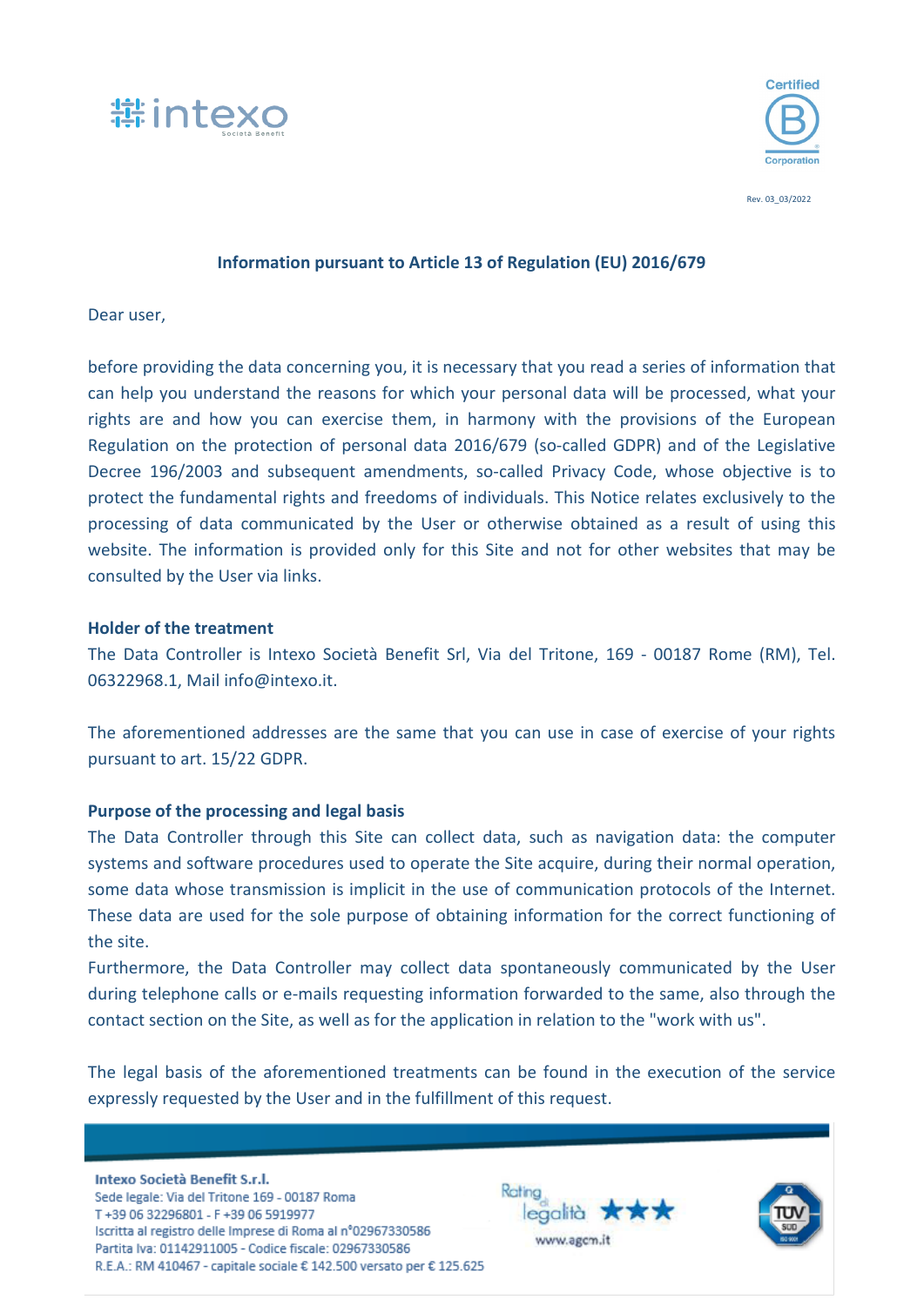Rev. 03_03/2022

## Information pursuant to Article 13 of Regulation (EU) 2016/679

Dear user,

before providing the data concerning you, it is necessary that you read a series of information that can help you understand the reasons for which your personal data will be processed, what your rights are and how you can exercise them, in harmony with the provisions of the European Regulation on the protection of personal data 2016/679 (so-called GDPR) and of the Legislative Decree 196/2003 and subsequent amendments, so-called Privacy Code, whose objective is to protect the fundamental rights and freedoms of individuals. This Notice relates exclusively to the processing of data communicated by the User or otherwise obtained as a result of using this website. The information is provided only for this Site and not for other websites that may be consulted by the User via links.

### Holder of the treatment

The Data Controller is Intexo Società Benefit Srl, Via del Tritone, 169 - 00187 Rome (RM), Tel. 06322968.1, Mail info@intexo.it.

The aforementioned addresses are the same that you can use in case of exercise of your rights pursuant to art. 15/22 GDPR.

### Purpose of the processing and legal basis

The Data Controller through this Site can collect data, such as navigation data: the computer systems and software procedures used to operate the Site acquire, during their normal operation, some data whose transmission is implicit in the use of communication protocols of the Internet. These data are used for the sole purpose of obtaining information for the correct functioning of the site.

Furthermore, the Data Controller may collect data spontaneously communicated by the User during telephone calls or e-mails requesting information forwarded to the same, also through the contact section on the Site, as well as for the application in relation to the "work with us".

The legal basis of the aforementioned treatments can be found in the execution of the service expressly requested by the User and in the fulfillment of this request.

**Intexo Società Benefit S.r.l.**
Sede legale: Via del Tritone 169 - 00187 Roma
T +39 06 32296801 - F +39 06 5919977
Iscritta al registro delle Imprese di Roma al n°02967330586
Partita Iva: 01142911005 - Codice fiscale: 02967330586
R.E.A.: RM 410467 - capitale sociale € 142.500 versato per € 125.625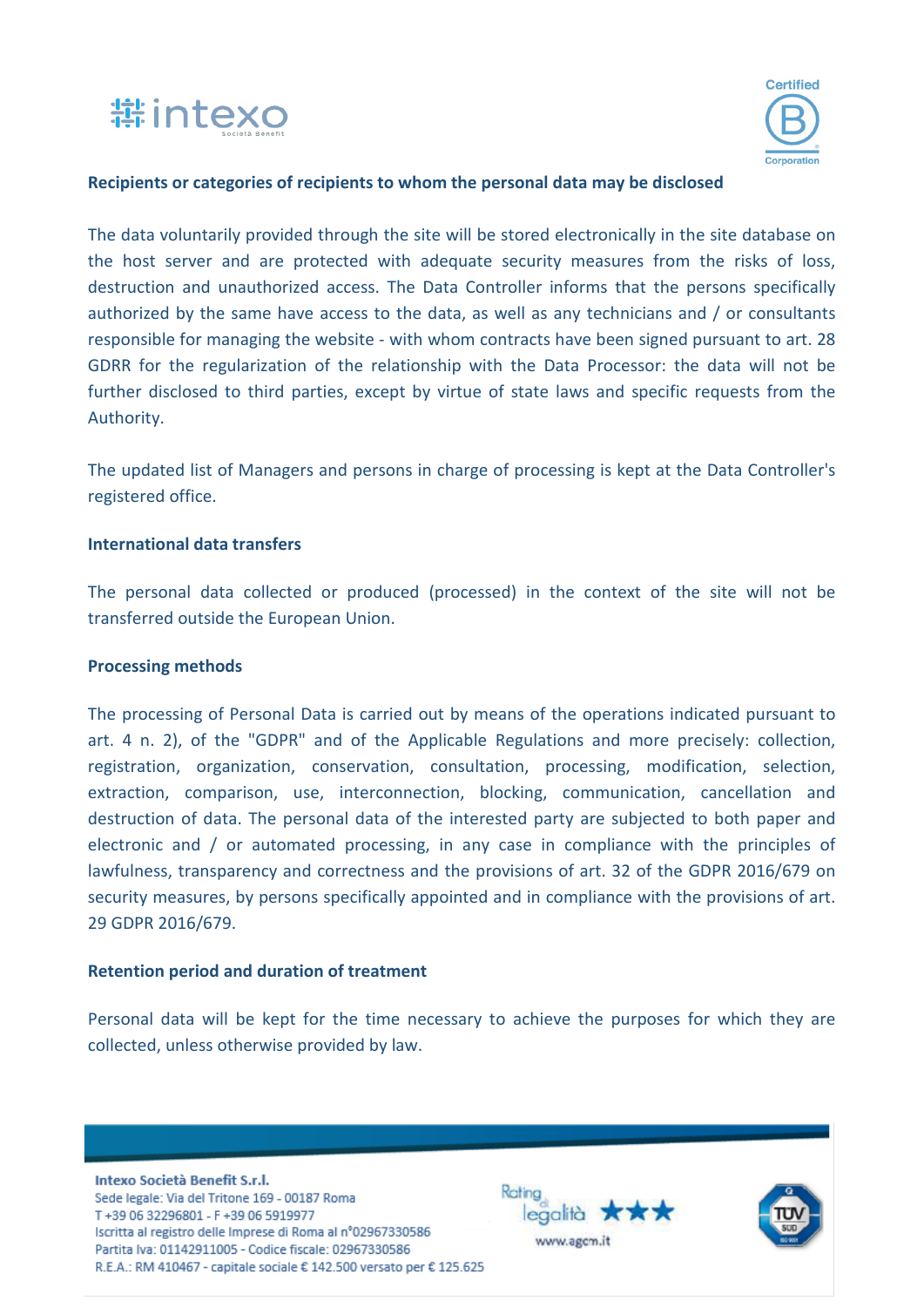## Recipients or categories of recipients to whom the personal data may be disclosed

The data voluntarily provided through the site will be stored electronically in the site database on the host server and are protected with adequate security measures from the risks of loss, destruction and unauthorized access. The Data Controller informs that the persons specifically authorized by the same have access to the data, as well as any technicians and / or consultants responsible for managing the website - with whom contracts have been signed pursuant to art. 28 GDRR for the regularization of the relationship with the Data Processor: the data will not be further disclosed to third parties, except by virtue of state laws and specific requests from the Authority.

The updated list of Managers and persons in charge of processing is kept at the Data Controller's registered office.

## International data transfers

The personal data collected or produced (processed) in the context of the site will not be transferred outside the European Union.

## Processing methods

The processing of Personal Data is carried out by means of the operations indicated pursuant to art. 4 n. 2), of the "GDPR" and of the Applicable Regulations and more precisely: collection, registration, organization, conservation, consultation, processing, modification, selection, extraction, comparison, use, interconnection, blocking, communication, cancellation and destruction of data. The personal data of the interested party are subjected to both paper and electronic and / or automated processing, in any case in compliance with the principles of lawfulness, transparency and correctness and the provisions of art. 32 of the GDPR 2016/679 on security measures, by persons specifically appointed and in compliance with the provisions of art. 29 GDPR 2016/679.

## Retention period and duration of treatment

Personal data will be kept for the time necessary to achieve the purposes for which they are collected, unless otherwise provided by law.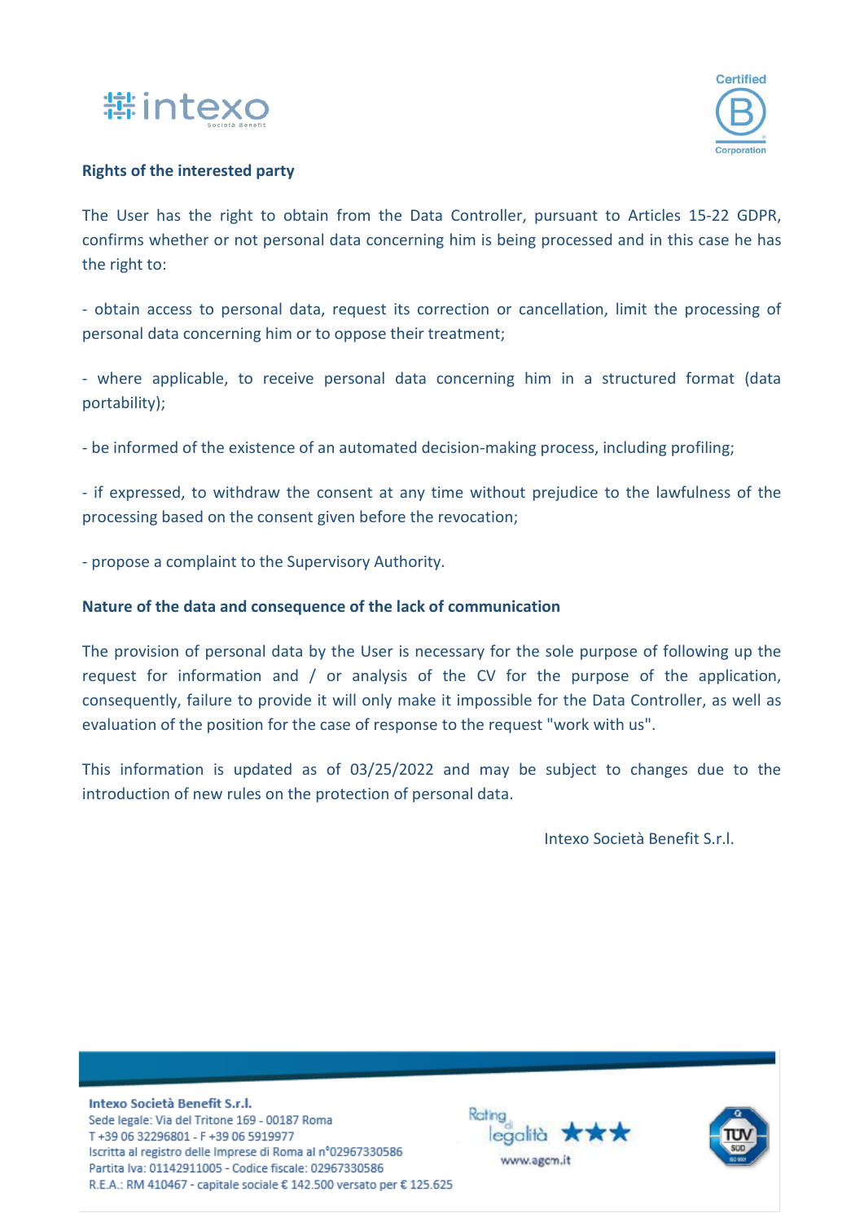**Rights of the interested party**

The User has the right to obtain from the Data Controller, pursuant to Articles 15-22 GDPR, confirms whether or not personal data concerning him is being processed and in this case he has the right to:

- obtain access to personal data, request its correction or cancellation, limit the processing of personal data concerning him or to oppose their treatment;

- where applicable, to receive personal data concerning him in a structured format (data portability);

- be informed of the existence of an automated decision-making process, including profiling;

- if expressed, to withdraw the consent at any time without prejudice to the lawfulness of the processing based on the consent given before the revocation;

- propose a complaint to the Supervisory Authority.

**Nature of the data and consequence of the lack of communication**

The provision of personal data by the User is necessary for the sole purpose of following up the request for information and / or analysis of the CV for the purpose of the application, consequently, failure to provide it will only make it impossible for the Data Controller, as well as evaluation of the position for the case of response to the request "work with us".

This information is updated as of 03/25/2022 and may be subject to changes due to the introduction of new rules on the protection of personal data.

Intexo Società Benefit S.r.l.

**Intexo Società Benefit S.r.l.**
Sede legale: Via del Tritone 169 - 00187 Roma
T +39 06 32296801 - F +39 06 5919977
Iscritta al registro delle Imprese di Roma al n°02967330586
Partita Iva: 01142911005 - Codice fiscale: 02967330586
R.E.A.: RM 410467 - capitale sociale € 142.500 versato per € 125.625